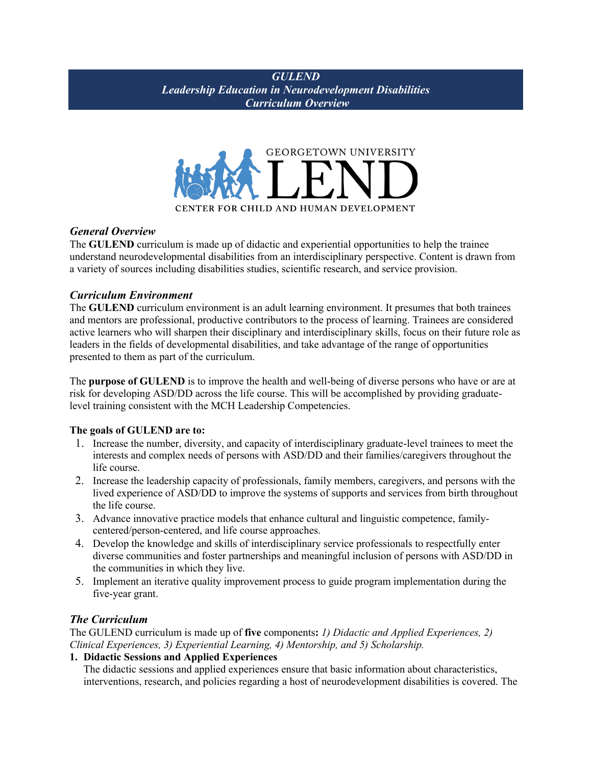***GULEND***
***Leadership Education in Neurodevelopment Disabilities***
***Curriculum Overview***

GEORGETOWN UNIVERSITY
LEND
CENTER FOR CHILD AND HUMAN DEVELOPMENT

### *General Overview*

The **GULEND** curriculum is made up of didactic and experiential opportunities to help the trainee understand neurodevelopmental disabilities from an interdisciplinary perspective. Content is drawn from a variety of sources including disabilities studies, scientific research, and service provision.

### *Curriculum Environment*

The **GULEND** curriculum environment is an adult learning environment. It presumes that both trainees and mentors are professional, productive contributors to the process of learning. Trainees are considered active learners who will sharpen their disciplinary and interdisciplinary skills, focus on their future role as leaders in the fields of developmental disabilities, and take advantage of the range of opportunities presented to them as part of the curriculum.

The **purpose of GULEND** is to improve the health and well-being of diverse persons who have or are at risk for developing ASD/DD across the life course. This will be accomplished by providing graduate-level training consistent with the MCH Leadership Competencies.

**The goals of GULEND are to:**

1. Increase the number, diversity, and capacity of interdisciplinary graduate-level trainees to meet the interests and complex needs of persons with ASD/DD and their families/caregivers throughout the life course.
2. Increase the leadership capacity of professionals, family members, caregivers, and persons with the lived experience of ASD/DD to improve the systems of supports and services from birth throughout the life course.
3. Advance innovative practice models that enhance cultural and linguistic competence, family-centered/person-centered, and life course approaches.
4. Develop the knowledge and skills of interdisciplinary service professionals to respectfully enter diverse communities and foster partnerships and meaningful inclusion of persons with ASD/DD in the communities in which they live.
5. Implement an iterative quality improvement process to guide program implementation during the five-year grant.

### *The Curriculum*

The GULEND curriculum is made up of **five** components**:** *1) Didactic and Applied Experiences, 2) Clinical Experiences, 3) Experiential Learning, 4) Mentorship, and 5) Scholarship.*

1. **Didactic Sessions and Applied Experiences**
   The didactic sessions and applied experiences ensure that basic information about characteristics, interventions, research, and policies regarding a host of neurodevelopment disabilities is covered. The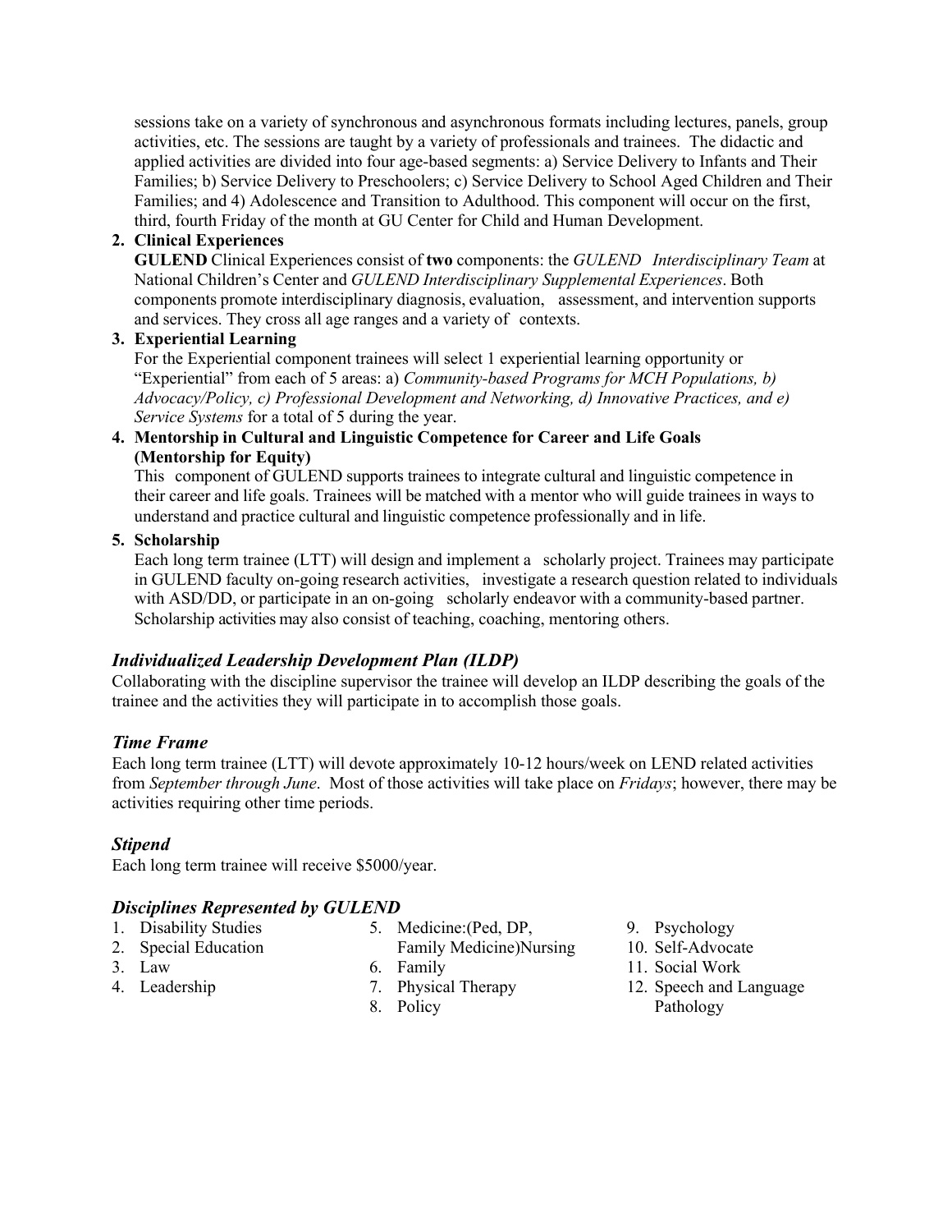sessions take on a variety of synchronous and asynchronous formats including lectures, panels, group activities, etc. The sessions are taught by a variety of professionals and trainees. The didactic and applied activities are divided into four age-based segments: a) Service Delivery to Infants and Their Families; b) Service Delivery to Preschoolers; c) Service Delivery to School Aged Children and Their Families; and 4) Adolescence and Transition to Adulthood. This component will occur on the first, third, fourth Friday of the month at GU Center for Child and Human Development.

2. **Clinical Experiences**
   **GULEND** Clinical Experiences consist of **two** components: the *GULEND Interdisciplinary Team* at National Children's Center and *GULEND Interdisciplinary Supplemental Experiences*. Both components promote interdisciplinary diagnosis, evaluation, assessment, and intervention supports and services. They cross all age ranges and a variety of contexts.

3. **Experiential Learning**
   For the Experiential component trainees will select 1 experiential learning opportunity or "Experiential" from each of 5 areas: a) *Community-based Programs for MCH Populations, b) Advocacy/Policy, c) Professional Development and Networking, d) Innovative Practices, and e) Service Systems* for a total of 5 during the year.

4. **Mentorship in Cultural and Linguistic Competence for Career and Life Goals (Mentorship for Equity)**
   This component of GULEND supports trainees to integrate cultural and linguistic competence in their career and life goals. Trainees will be matched with a mentor who will guide trainees in ways to understand and practice cultural and linguistic competence professionally and in life.

5. **Scholarship**
   Each long term trainee (LTT) will design and implement a scholarly project. Trainees may participate in GULEND faculty on-going research activities, investigate a research question related to individuals with ASD/DD, or participate in an on-going scholarly endeavor with a community-based partner. Scholarship activities may also consist of teaching, coaching, mentoring others.

### *Individualized Leadership Development Plan (ILDP)*

Collaborating with the discipline supervisor the trainee will develop an ILDP describing the goals of the trainee and the activities they will participate in to accomplish those goals.

### *Time Frame*

Each long term trainee (LTT) will devote approximately 10-12 hours/week on LEND related activities from *September through June*. Most of those activities will take place on *Fridays*; however, there may be activities requiring other time periods.

### *Stipend*

Each long term trainee will receive $5000/year.

### *Disciplines Represented by GULEND*

1. Disability Studies
2. Special Education
3. Law
4. Leadership
5. Medicine:(Ped, DP, Family Medicine)Nursing
6. Family
7. Physical Therapy
8. Policy
9. Psychology
10. Self-Advocate
11. Social Work
12. Speech and Language Pathology